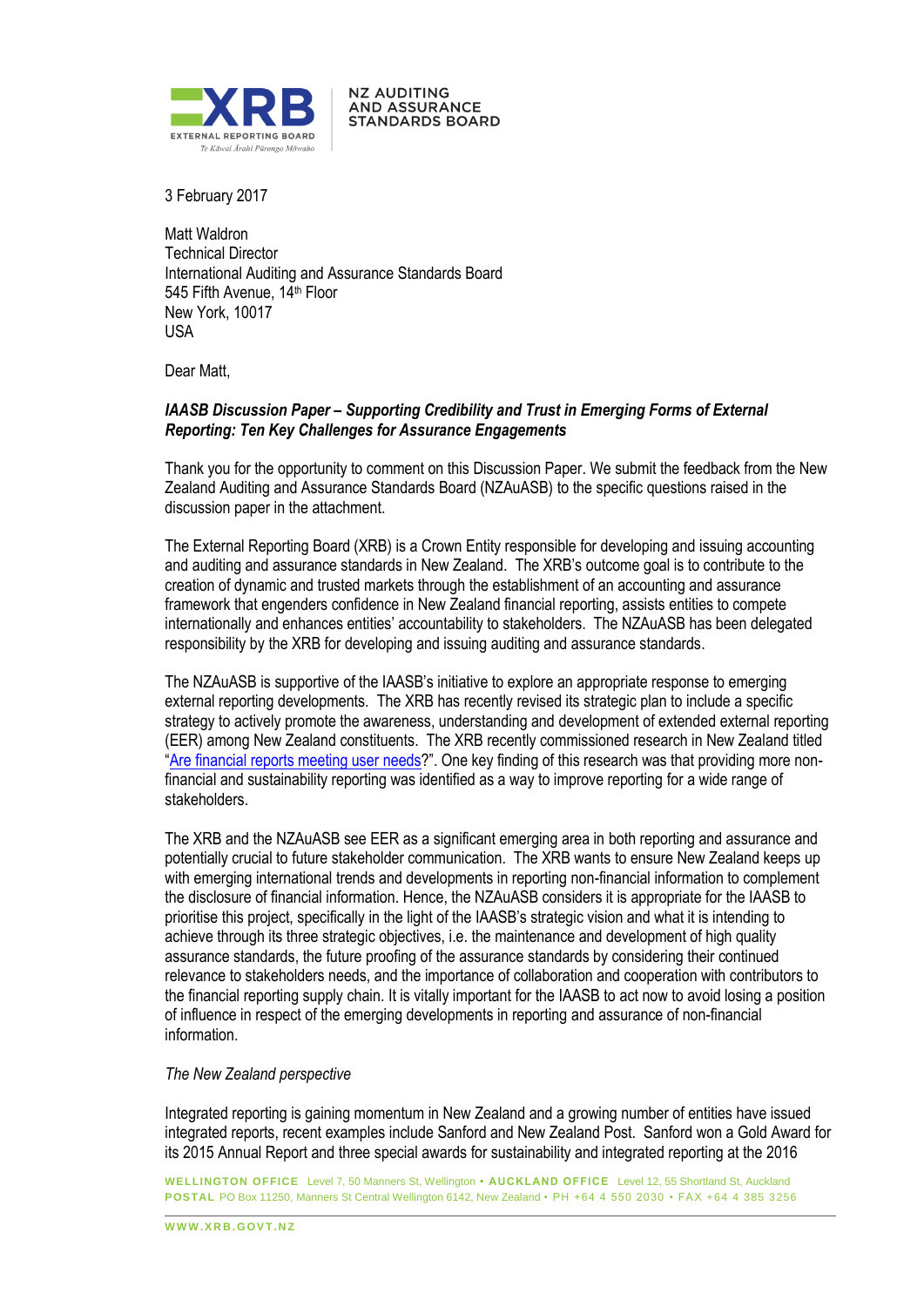**XRB** EXTERNAL REPORTING BOARD
*Te Kāwai Ārahi Pūrongo Mōwaho*

NZ AUDITING AND ASSURANCE STANDARDS BOARD

3 February 2017

Matt Waldron
Technical Director
International Auditing and Assurance Standards Board
545 Fifth Avenue, 14th Floor
New York, 10017
USA

Dear Matt,

***IAASB Discussion Paper – Supporting Credibility and Trust in Emerging Forms of External Reporting: Ten Key Challenges for Assurance Engagements***

Thank you for the opportunity to comment on this Discussion Paper. We submit the feedback from the New Zealand Auditing and Assurance Standards Board (NZAuASB) to the specific questions raised in the discussion paper in the attachment.

The External Reporting Board (XRB) is a Crown Entity responsible for developing and issuing accounting and auditing and assurance standards in New Zealand. The XRB's outcome goal is to contribute to the creation of dynamic and trusted markets through the establishment of an accounting and assurance framework that engenders confidence in New Zealand financial reporting, assists entities to compete internationally and enhances entities' accountability to stakeholders. The NZAuASB has been delegated responsibility by the XRB for developing and issuing auditing and assurance standards.

The NZAuASB is supportive of the IAASB's initiative to explore an appropriate response to emerging external reporting developments. The XRB has recently revised its strategic plan to include a specific strategy to actively promote the awareness, understanding and development of extended external reporting (EER) among New Zealand constituents. The XRB recently commissioned research in New Zealand titled "Are financial reports meeting user needs?". One key finding of this research was that providing more non-financial and sustainability reporting was identified as a way to improve reporting for a wide range of stakeholders.

The XRB and the NZAuASB see EER as a significant emerging area in both reporting and assurance and potentially crucial to future stakeholder communication. The XRB wants to ensure New Zealand keeps up with emerging international trends and developments in reporting non-financial information to complement the disclosure of financial information. Hence, the NZAuASB considers it is appropriate for the IAASB to prioritise this project, specifically in the light of the IAASB's strategic vision and what it is intending to achieve through its three strategic objectives, i.e. the maintenance and development of high quality assurance standards, the future proofing of the assurance standards by considering their continued relevance to stakeholders needs, and the importance of collaboration and cooperation with contributors to the financial reporting supply chain. It is vitally important for the IAASB to act now to avoid losing a position of influence in respect of the emerging developments in reporting and assurance of non-financial information.

*The New Zealand perspective*

Integrated reporting is gaining momentum in New Zealand and a growing number of entities have issued integrated reports, recent examples include Sanford and New Zealand Post. Sanford won a Gold Award for its 2015 Annual Report and three special awards for sustainability and integrated reporting at the 2016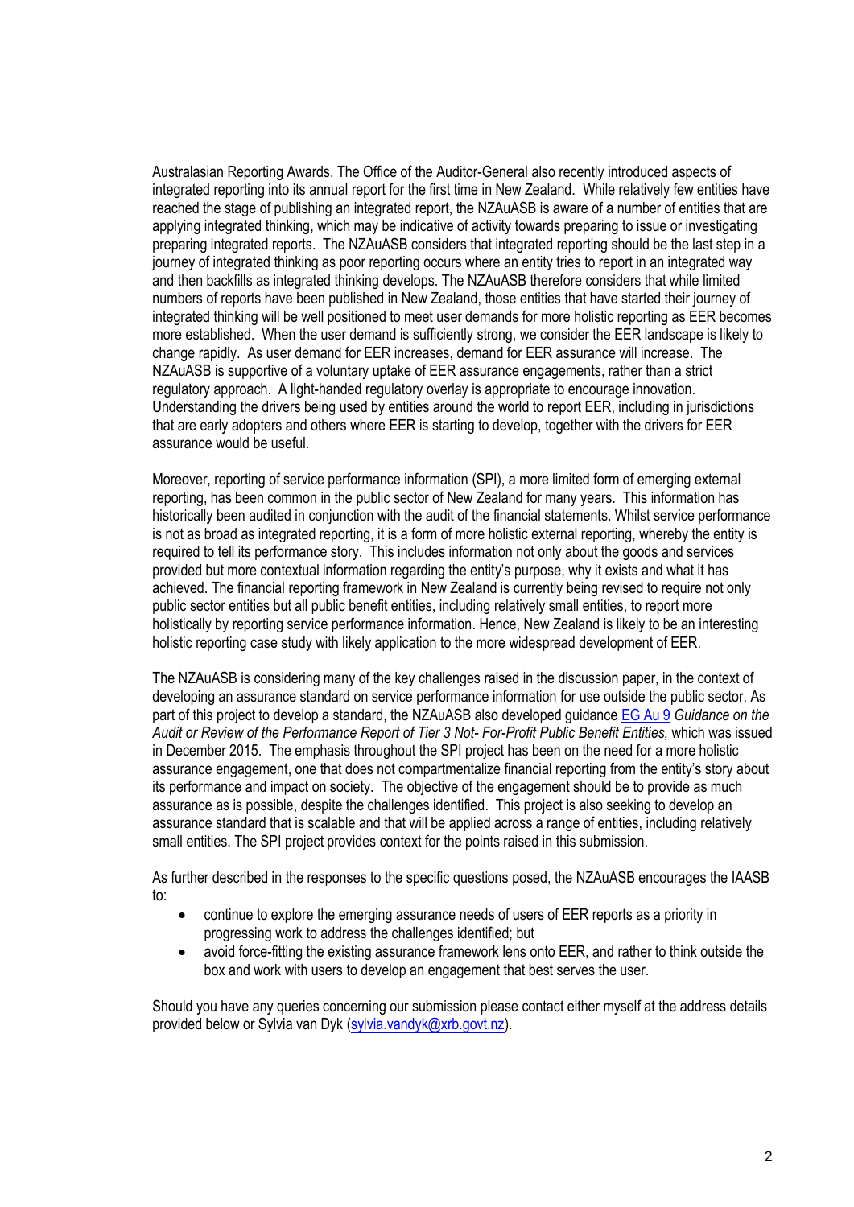Australasian Reporting Awards. The Office of the Auditor-General also recently introduced aspects of integrated reporting into its annual report for the first time in New Zealand. While relatively few entities have reached the stage of publishing an integrated report, the NZAuASB is aware of a number of entities that are applying integrated thinking, which may be indicative of activity towards preparing to issue or investigating preparing integrated reports. The NZAuASB considers that integrated reporting should be the last step in a journey of integrated thinking as poor reporting occurs where an entity tries to report in an integrated way and then backfills as integrated thinking develops. The NZAuASB therefore considers that while limited numbers of reports have been published in New Zealand, those entities that have started their journey of integrated thinking will be well positioned to meet user demands for more holistic reporting as EER becomes more established. When the user demand is sufficiently strong, we consider the EER landscape is likely to change rapidly. As user demand for EER increases, demand for EER assurance will increase. The NZAuASB is supportive of a voluntary uptake of EER assurance engagements, rather than a strict regulatory approach. A light-handed regulatory overlay is appropriate to encourage innovation. Understanding the drivers being used by entities around the world to report EER, including in jurisdictions that are early adopters and others where EER is starting to develop, together with the drivers for EER assurance would be useful.

Moreover, reporting of service performance information (SPI), a more limited form of emerging external reporting, has been common in the public sector of New Zealand for many years. This information has historically been audited in conjunction with the audit of the financial statements. Whilst service performance is not as broad as integrated reporting, it is a form of more holistic external reporting, whereby the entity is required to tell its performance story. This includes information not only about the goods and services provided but more contextual information regarding the entity's purpose, why it exists and what it has achieved. The financial reporting framework in New Zealand is currently being revised to require not only public sector entities but all public benefit entities, including relatively small entities, to report more holistically by reporting service performance information. Hence, New Zealand is likely to be an interesting holistic reporting case study with likely application to the more widespread development of EER.

The NZAuASB is considering many of the key challenges raised in the discussion paper, in the context of developing an assurance standard on service performance information for use outside the public sector. As part of this project to develop a standard, the NZAuASB also developed guidance EG Au 9 *Guidance on the Audit or Review of the Performance Report of Tier 3 Not- For-Profit Public Benefit Entities,* which was issued in December 2015. The emphasis throughout the SPI project has been on the need for a more holistic assurance engagement, one that does not compartmentalize financial reporting from the entity's story about its performance and impact on society. The objective of the engagement should be to provide as much assurance as is possible, despite the challenges identified. This project is also seeking to develop an assurance standard that is scalable and that will be applied across a range of entities, including relatively small entities. The SPI project provides context for the points raised in this submission.

As further described in the responses to the specific questions posed, the NZAuASB encourages the IAASB to:

- continue to explore the emerging assurance needs of users of EER reports as a priority in progressing work to address the challenges identified; but
- avoid force-fitting the existing assurance framework lens onto EER, and rather to think outside the box and work with users to develop an engagement that best serves the user.

Should you have any queries concerning our submission please contact either myself at the address details provided below or Sylvia van Dyk (sylvia.vandyk@xrb.govt.nz).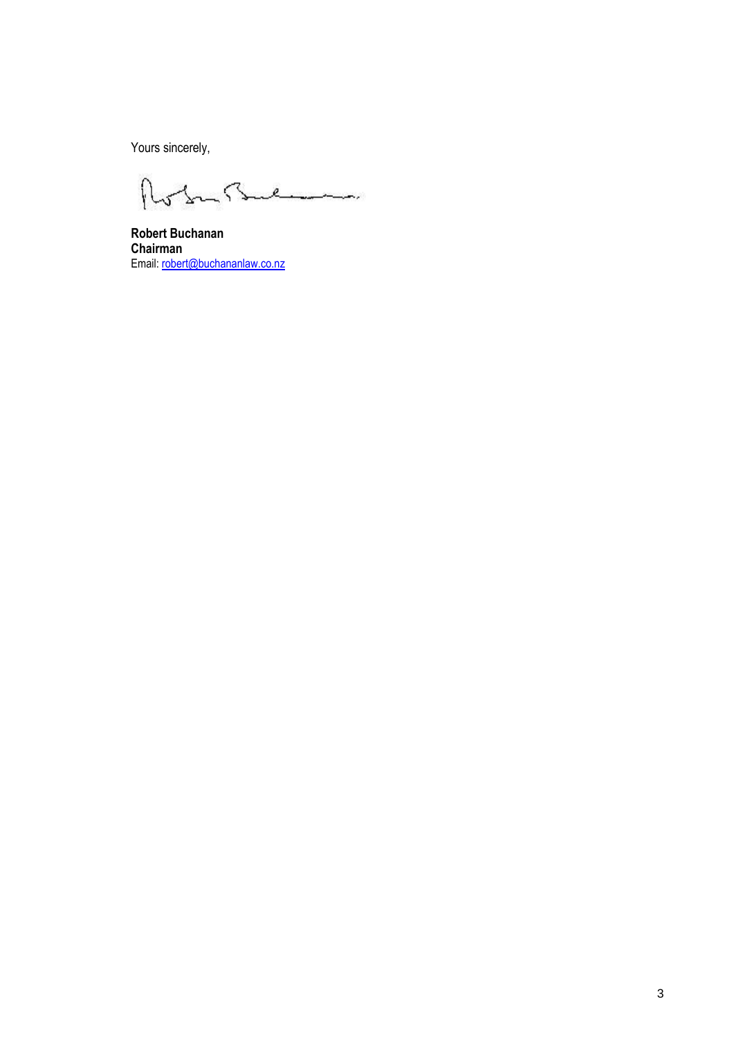Yours sincerely,

**Robert Buchanan**
**Chairman**
Email: robert@buchananlaw.co.nz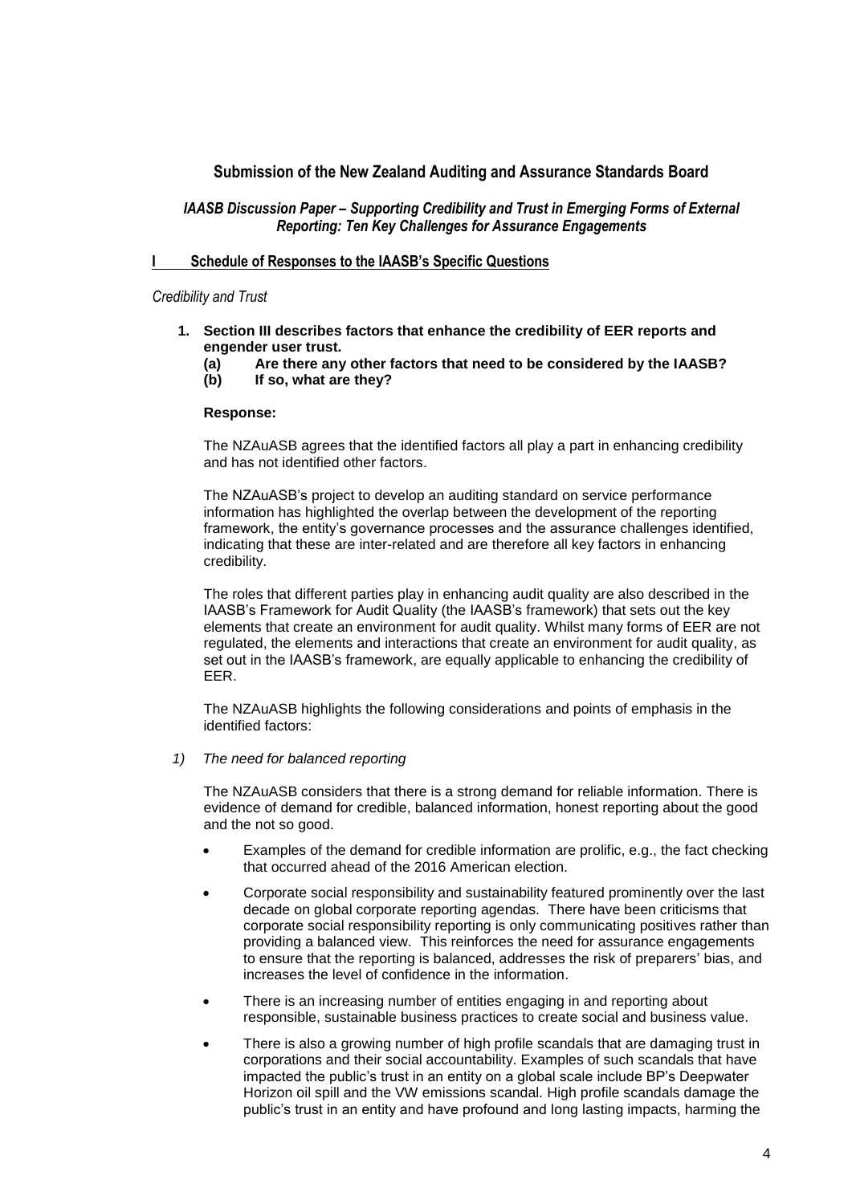## Submission of the New Zealand Auditing and Assurance Standards Board

### *IAASB Discussion Paper – Supporting Credibility and Trust in Emerging Forms of External Reporting: Ten Key Challenges for Assurance Engagements*

### I Schedule of Responses to the IAASB's Specific Questions

*Credibility and Trust*

1. **Section III describes factors that enhance the credibility of EER reports and engender user trust.**
   **(a) Are there any other factors that need to be considered by the IAASB?**
   **(b) If so, what are they?**

   **Response:**

   The NZAuASB agrees that the identified factors all play a part in enhancing credibility and has not identified other factors.

   The NZAuASB's project to develop an auditing standard on service performance information has highlighted the overlap between the development of the reporting framework, the entity's governance processes and the assurance challenges identified, indicating that these are inter-related and are therefore all key factors in enhancing credibility.

   The roles that different parties play in enhancing audit quality are also described in the IAASB's Framework for Audit Quality (the IAASB's framework) that sets out the key elements that create an environment for audit quality. Whilst many forms of EER are not regulated, the elements and interactions that create an environment for audit quality, as set out in the IAASB's framework, are equally applicable to enhancing the credibility of EER.

   The NZAuASB highlights the following considerations and points of emphasis in the identified factors:

   1) *The need for balanced reporting*

   The NZAuASB considers that there is a strong demand for reliable information. There is evidence of demand for credible, balanced information, honest reporting about the good and the not so good.

   - Examples of the demand for credible information are prolific, e.g., the fact checking that occurred ahead of the 2016 American election.
   - Corporate social responsibility and sustainability featured prominently over the last decade on global corporate reporting agendas. There have been criticisms that corporate social responsibility reporting is only communicating positives rather than providing a balanced view. This reinforces the need for assurance engagements to ensure that the reporting is balanced, addresses the risk of preparers' bias, and increases the level of confidence in the information.
   - There is an increasing number of entities engaging in and reporting about responsible, sustainable business practices to create social and business value.
   - There is also a growing number of high profile scandals that are damaging trust in corporations and their social accountability. Examples of such scandals that have impacted the public's trust in an entity on a global scale include BP's Deepwater Horizon oil spill and the VW emissions scandal. High profile scandals damage the public's trust in an entity and have profound and long lasting impacts, harming the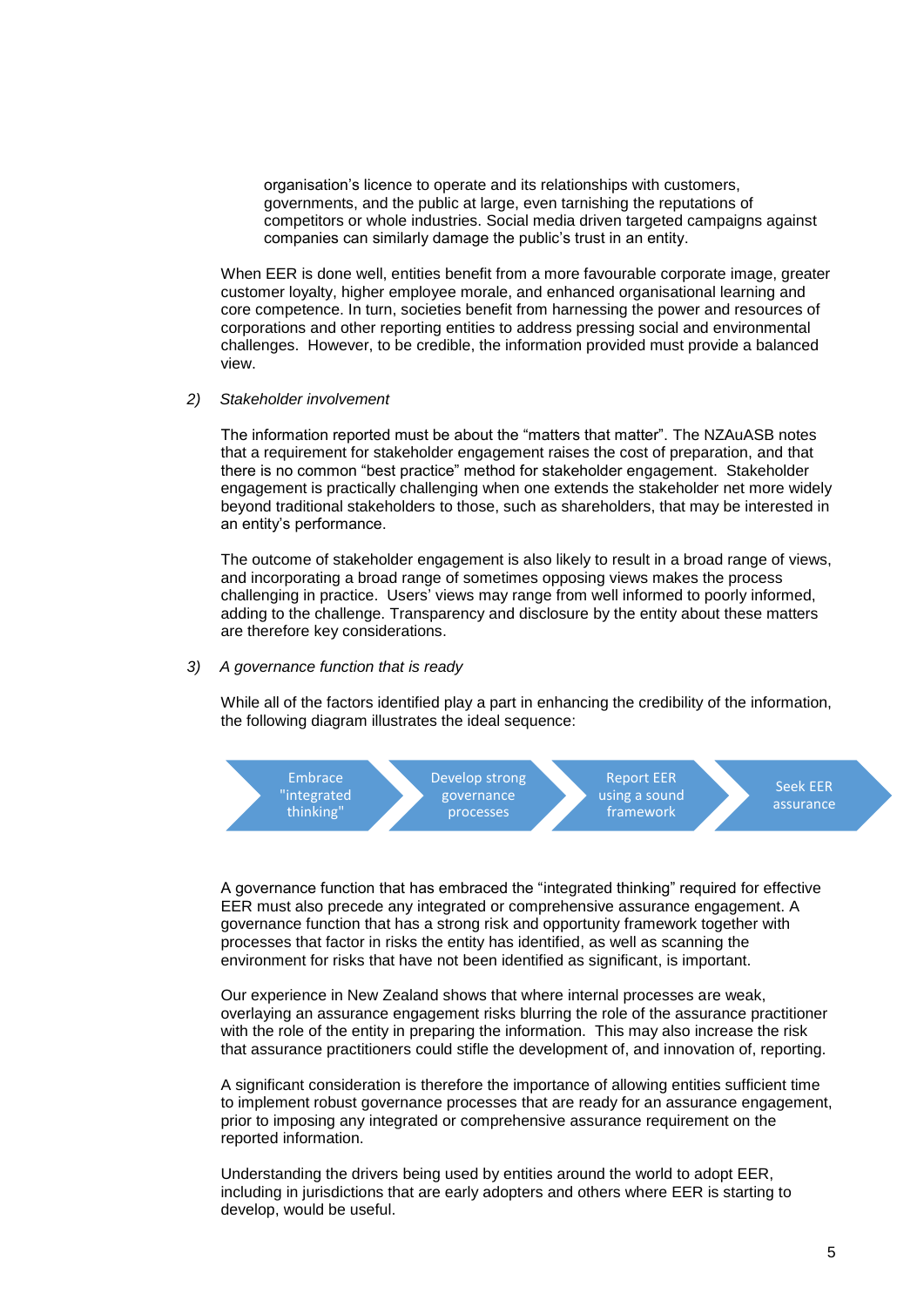organisation's licence to operate and its relationships with customers, governments, and the public at large, even tarnishing the reputations of competitors or whole industries. Social media driven targeted campaigns against companies can similarly damage the public's trust in an entity.

When EER is done well, entities benefit from a more favourable corporate image, greater customer loyalty, higher employee morale, and enhanced organisational learning and core competence. In turn, societies benefit from harnessing the power and resources of corporations and other reporting entities to address pressing social and environmental challenges. However, to be credible, the information provided must provide a balanced view.

2) *Stakeholder involvement*

The information reported must be about the "matters that matter". The NZAuASB notes that a requirement for stakeholder engagement raises the cost of preparation, and that there is no common "best practice" method for stakeholder engagement. Stakeholder engagement is practically challenging when one extends the stakeholder net more widely beyond traditional stakeholders to those, such as shareholders, that may be interested in an entity's performance.

The outcome of stakeholder engagement is also likely to result in a broad range of views, and incorporating a broad range of sometimes opposing views makes the process challenging in practice. Users' views may range from well informed to poorly informed, adding to the challenge. Transparency and disclosure by the entity about these matters are therefore key considerations.

3) *A governance function that is ready*

While all of the factors identified play a part in enhancing the credibility of the information, the following diagram illustrates the ideal sequence:

Embrace "integrated thinking" → Develop strong governance processes → Report EER using a sound framework → Seek EER assurance

A governance function that has embraced the "integrated thinking" required for effective EER must also precede any integrated or comprehensive assurance engagement. A governance function that has a strong risk and opportunity framework together with processes that factor in risks the entity has identified, as well as scanning the environment for risks that have not been identified as significant, is important.

Our experience in New Zealand shows that where internal processes are weak, overlaying an assurance engagement risks blurring the role of the assurance practitioner with the role of the entity in preparing the information. This may also increase the risk that assurance practitioners could stifle the development of, and innovation of, reporting.

A significant consideration is therefore the importance of allowing entities sufficient time to implement robust governance processes that are ready for an assurance engagement, prior to imposing any integrated or comprehensive assurance requirement on the reported information.

Understanding the drivers being used by entities around the world to adopt EER, including in jurisdictions that are early adopters and others where EER is starting to develop, would be useful.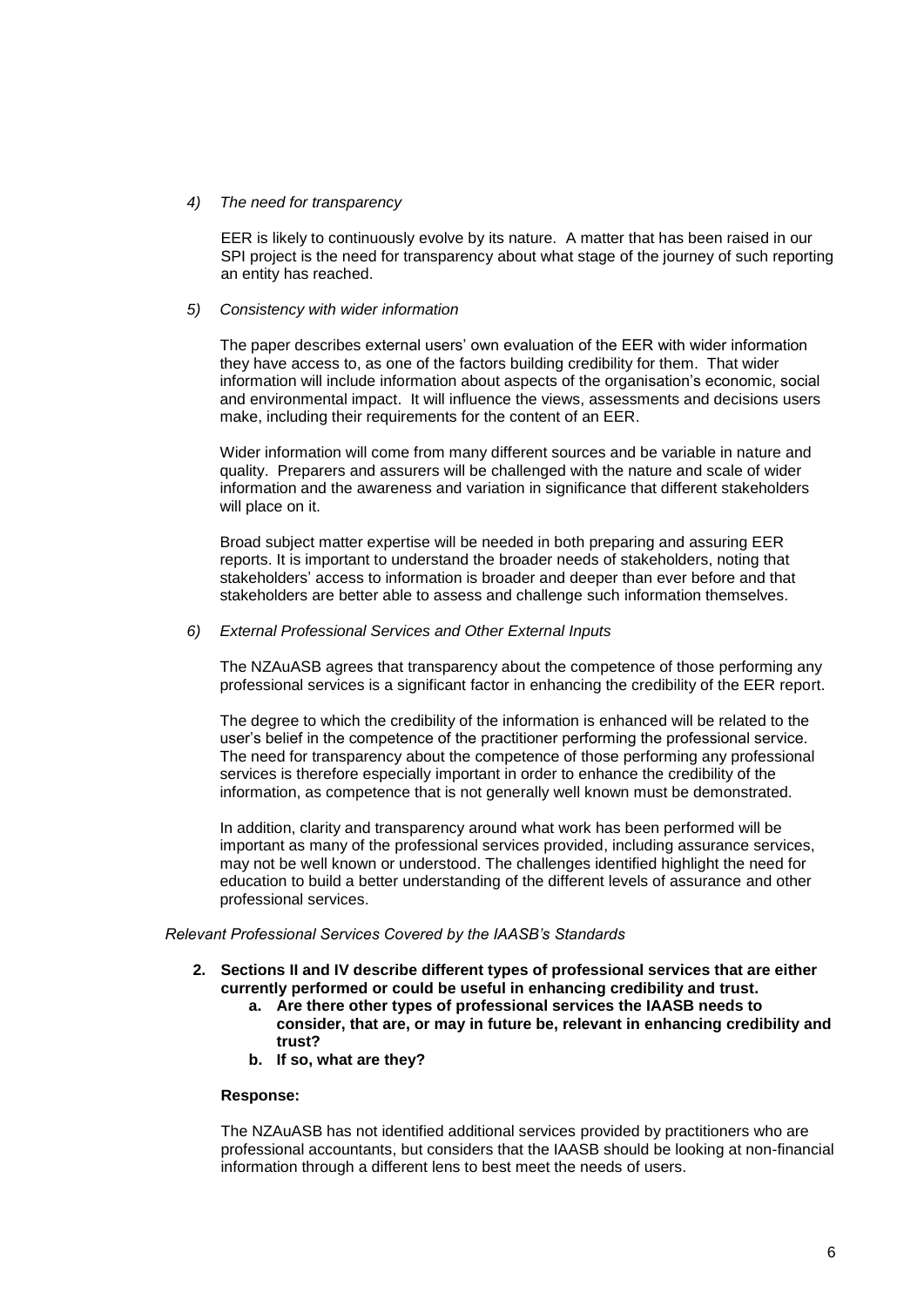*4) The need for transparency*

EER is likely to continuously evolve by its nature. A matter that has been raised in our SPI project is the need for transparency about what stage of the journey of such reporting an entity has reached.

*5) Consistency with wider information*

The paper describes external users' own evaluation of the EER with wider information they have access to, as one of the factors building credibility for them. That wider information will include information about aspects of the organisation's economic, social and environmental impact. It will influence the views, assessments and decisions users make, including their requirements for the content of an EER.

Wider information will come from many different sources and be variable in nature and quality. Preparers and assurers will be challenged with the nature and scale of wider information and the awareness and variation in significance that different stakeholders will place on it.

Broad subject matter expertise will be needed in both preparing and assuring EER reports. It is important to understand the broader needs of stakeholders, noting that stakeholders' access to information is broader and deeper than ever before and that stakeholders are better able to assess and challenge such information themselves.

*6) External Professional Services and Other External Inputs*

The NZAuASB agrees that transparency about the competence of those performing any professional services is a significant factor in enhancing the credibility of the EER report.

The degree to which the credibility of the information is enhanced will be related to the user's belief in the competence of the practitioner performing the professional service. The need for transparency about the competence of those performing any professional services is therefore especially important in order to enhance the credibility of the information, as competence that is not generally well known must be demonstrated.

In addition, clarity and transparency around what work has been performed will be important as many of the professional services provided, including assurance services, may not be well known or understood. The challenges identified highlight the need for education to build a better understanding of the different levels of assurance and other professional services.

*Relevant Professional Services Covered by the IAASB's Standards*

**2. Sections II and IV describe different types of professional services that are either currently performed or could be useful in enhancing credibility and trust.**

   **a. Are there other types of professional services the IAASB needs to consider, that are, or may in future be, relevant in enhancing credibility and trust?**

   **b. If so, what are they?**

**Response:**

The NZAuASB has not identified additional services provided by practitioners who are professional accountants, but considers that the IAASB should be looking at non-financial information through a different lens to best meet the needs of users.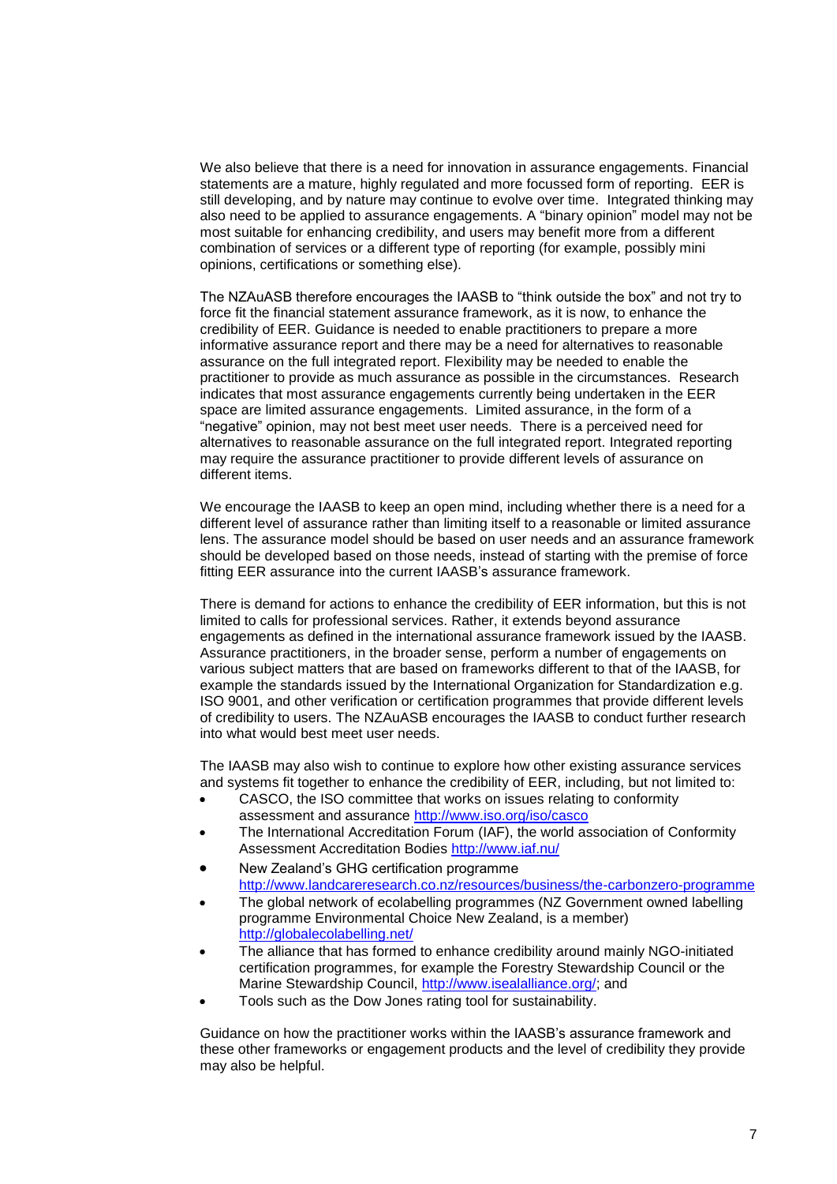We also believe that there is a need for innovation in assurance engagements. Financial statements are a mature, highly regulated and more focussed form of reporting. EER is still developing, and by nature may continue to evolve over time. Integrated thinking may also need to be applied to assurance engagements. A "binary opinion" model may not be most suitable for enhancing credibility, and users may benefit more from a different combination of services or a different type of reporting (for example, possibly mini opinions, certifications or something else).

The NZAuASB therefore encourages the IAASB to "think outside the box" and not try to force fit the financial statement assurance framework, as it is now, to enhance the credibility of EER. Guidance is needed to enable practitioners to prepare a more informative assurance report and there may be a need for alternatives to reasonable assurance on the full integrated report. Flexibility may be needed to enable the practitioner to provide as much assurance as possible in the circumstances. Research indicates that most assurance engagements currently being undertaken in the EER space are limited assurance engagements. Limited assurance, in the form of a "negative" opinion, may not best meet user needs. There is a perceived need for alternatives to reasonable assurance on the full integrated report. Integrated reporting may require the assurance practitioner to provide different levels of assurance on different items.

We encourage the IAASB to keep an open mind, including whether there is a need for a different level of assurance rather than limiting itself to a reasonable or limited assurance lens. The assurance model should be based on user needs and an assurance framework should be developed based on those needs, instead of starting with the premise of force fitting EER assurance into the current IAASB's assurance framework.

There is demand for actions to enhance the credibility of EER information, but this is not limited to calls for professional services. Rather, it extends beyond assurance engagements as defined in the international assurance framework issued by the IAASB. Assurance practitioners, in the broader sense, perform a number of engagements on various subject matters that are based on frameworks different to that of the IAASB, for example the standards issued by the International Organization for Standardization e.g. ISO 9001, and other verification or certification programmes that provide different levels of credibility to users. The NZAuASB encourages the IAASB to conduct further research into what would best meet user needs.

The IAASB may also wish to continue to explore how other existing assurance services and systems fit together to enhance the credibility of EER, including, but not limited to:

- CASCO, the ISO committee that works on issues relating to conformity assessment and assurance http://www.iso.org/iso/casco
- The International Accreditation Forum (IAF), the world association of Conformity Assessment Accreditation Bodies http://www.iaf.nu/
- New Zealand's GHG certification programme http://www.landcareresearch.co.nz/resources/business/the-carbonzero-programme
- The global network of ecolabelling programmes (NZ Government owned labelling programme Environmental Choice New Zealand, is a member) http://globalecolabelling.net/
- The alliance that has formed to enhance credibility around mainly NGO-initiated certification programmes, for example the Forestry Stewardship Council or the Marine Stewardship Council, http://www.isealalliance.org/; and
- Tools such as the Dow Jones rating tool for sustainability.

Guidance on how the practitioner works within the IAASB's assurance framework and these other frameworks or engagement products and the level of credibility they provide may also be helpful.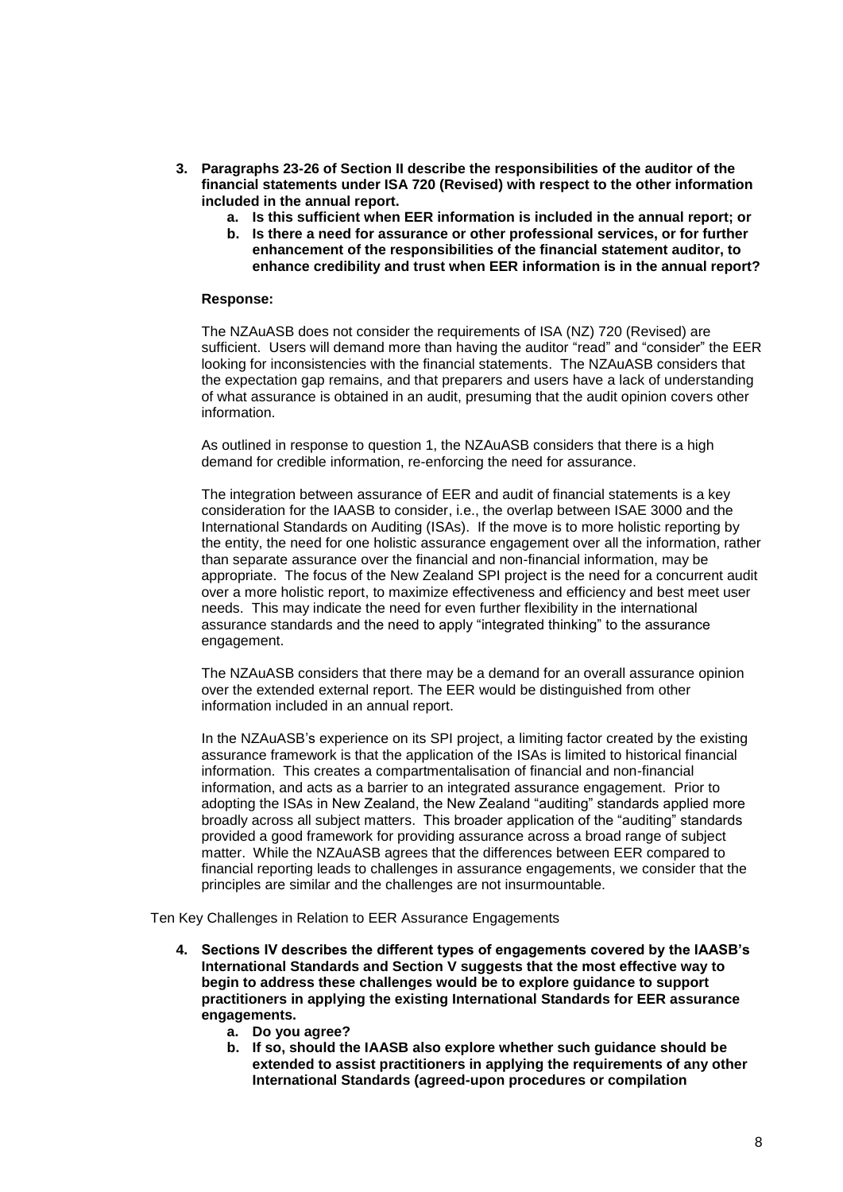3. **Paragraphs 23-26 of Section II describe the responsibilities of the auditor of the financial statements under ISA 720 (Revised) with respect to the other information included in the annual report.**
    a. **Is this sufficient when EER information is included in the annual report; or**
    b. **Is there a need for assurance or other professional services, or for further enhancement of the responsibilities of the financial statement auditor, to enhance credibility and trust when EER information is in the annual report?**

**Response:**

The NZAuASB does not consider the requirements of ISA (NZ) 720 (Revised) are sufficient. Users will demand more than having the auditor "read" and "consider" the EER looking for inconsistencies with the financial statements. The NZAuASB considers that the expectation gap remains, and that preparers and users have a lack of understanding of what assurance is obtained in an audit, presuming that the audit opinion covers other information.

As outlined in response to question 1, the NZAuASB considers that there is a high demand for credible information, re-enforcing the need for assurance.

The integration between assurance of EER and audit of financial statements is a key consideration for the IAASB to consider, i.e., the overlap between ISAE 3000 and the International Standards on Auditing (ISAs). If the move is to more holistic reporting by the entity, the need for one holistic assurance engagement over all the information, rather than separate assurance over the financial and non-financial information, may be appropriate. The focus of the New Zealand SPI project is the need for a concurrent audit over a more holistic report, to maximize effectiveness and efficiency and best meet user needs. This may indicate the need for even further flexibility in the international assurance standards and the need to apply "integrated thinking" to the assurance engagement.

The NZAuASB considers that there may be a demand for an overall assurance opinion over the extended external report. The EER would be distinguished from other information included in an annual report.

In the NZAuASB's experience on its SPI project, a limiting factor created by the existing assurance framework is that the application of the ISAs is limited to historical financial information. This creates a compartmentalisation of financial and non-financial information, and acts as a barrier to an integrated assurance engagement. Prior to adopting the ISAs in New Zealand, the New Zealand "auditing" standards applied more broadly across all subject matters. This broader application of the "auditing" standards provided a good framework for providing assurance across a broad range of subject matter. While the NZAuASB agrees that the differences between EER compared to financial reporting leads to challenges in assurance engagements, we consider that the principles are similar and the challenges are not insurmountable.

Ten Key Challenges in Relation to EER Assurance Engagements

4. **Sections IV describes the different types of engagements covered by the IAASB's International Standards and Section V suggests that the most effective way to begin to address these challenges would be to explore guidance to support practitioners in applying the existing International Standards for EER assurance engagements.**
    a. **Do you agree?**
    b. **If so, should the IAASB also explore whether such guidance should be extended to assist practitioners in applying the requirements of any other International Standards (agreed-upon procedures or compilation**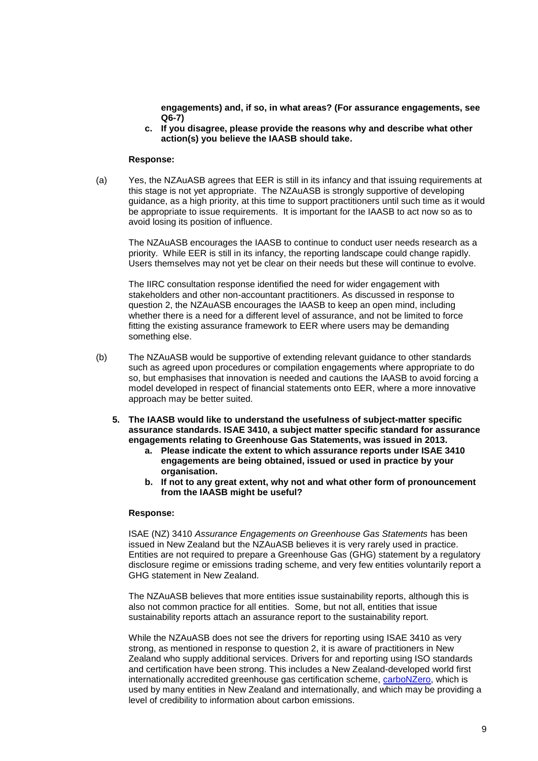**engagements) and, if so, in what areas? (For assurance engagements, see Q6-7)**

**c. If you disagree, please provide the reasons why and describe what other action(s) you believe the IAASB should take.**

**Response:**

(a) Yes, the NZAuASB agrees that EER is still in its infancy and that issuing requirements at this stage is not yet appropriate. The NZAuASB is strongly supportive of developing guidance, as a high priority, at this time to support practitioners until such time as it would be appropriate to issue requirements. It is important for the IAASB to act now so as to avoid losing its position of influence.

The NZAuASB encourages the IAASB to continue to conduct user needs research as a priority. While EER is still in its infancy, the reporting landscape could change rapidly. Users themselves may not yet be clear on their needs but these will continue to evolve.

The IIRC consultation response identified the need for wider engagement with stakeholders and other non-accountant practitioners. As discussed in response to question 2, the NZAuASB encourages the IAASB to keep an open mind, including whether there is a need for a different level of assurance, and not be limited to force fitting the existing assurance framework to EER where users may be demanding something else.

(b) The NZAuASB would be supportive of extending relevant guidance to other standards such as agreed upon procedures or compilation engagements where appropriate to do so, but emphasises that innovation is needed and cautions the IAASB to avoid forcing a model developed in respect of financial statements onto EER, where a more innovative approach may be better suited.

**5. The IAASB would like to understand the usefulness of subject-matter specific assurance standards. ISAE 3410, a subject matter specific standard for assurance engagements relating to Greenhouse Gas Statements, was issued in 2013.**

**a. Please indicate the extent to which assurance reports under ISAE 3410 engagements are being obtained, issued or used in practice by your organisation.**

**b. If not to any great extent, why not and what other form of pronouncement from the IAASB might be useful?**

**Response:**

ISAE (NZ) 3410 *Assurance Engagements on Greenhouse Gas Statements* has been issued in New Zealand but the NZAuASB believes it is very rarely used in practice. Entities are not required to prepare a Greenhouse Gas (GHG) statement by a regulatory disclosure regime or emissions trading scheme, and very few entities voluntarily report a GHG statement in New Zealand.

The NZAuASB believes that more entities issue sustainability reports, although this is also not common practice for all entities. Some, but not all, entities that issue sustainability reports attach an assurance report to the sustainability report.

While the NZAuASB does not see the drivers for reporting using ISAE 3410 as very strong, as mentioned in response to question 2, it is aware of practitioners in New Zealand who supply additional services. Drivers for and reporting using ISO standards and certification have been strong. This includes a New Zealand-developed world first internationally accredited greenhouse gas certification scheme, carboNZero, which is used by many entities in New Zealand and internationally, and which may be providing a level of credibility to information about carbon emissions.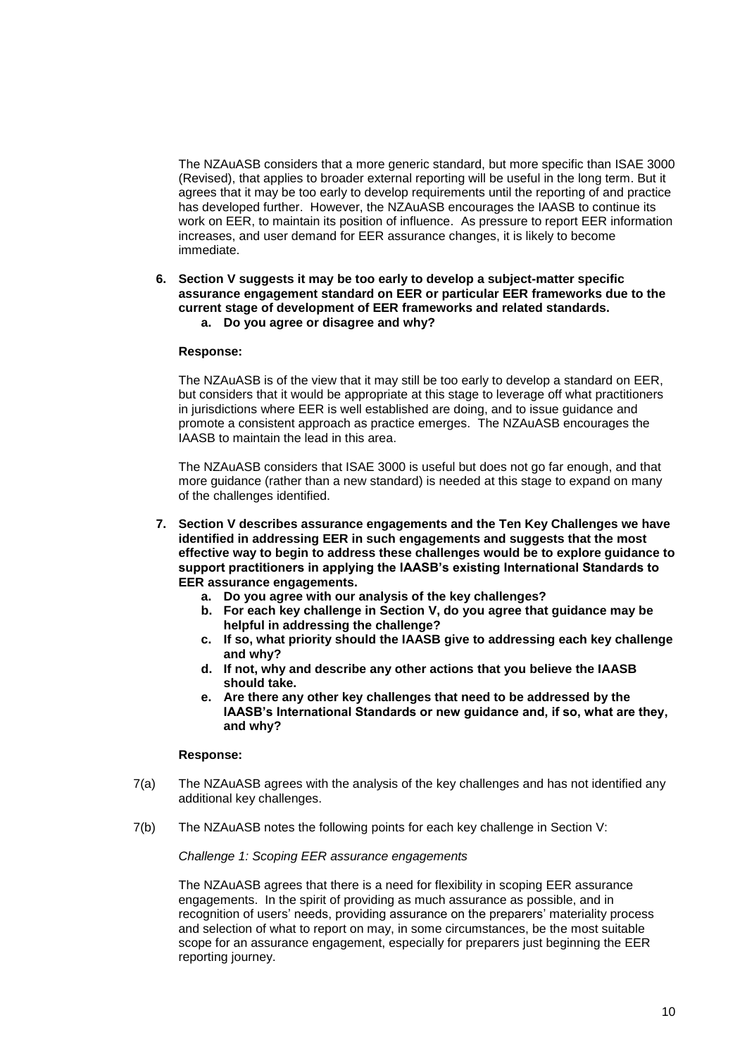The NZAuASB considers that a more generic standard, but more specific than ISAE 3000 (Revised), that applies to broader external reporting will be useful in the long term. But it agrees that it may be too early to develop requirements until the reporting of and practice has developed further. However, the NZAuASB encourages the IAASB to continue its work on EER, to maintain its position of influence. As pressure to report EER information increases, and user demand for EER assurance changes, it is likely to become immediate.

**6. Section V suggests it may be too early to develop a subject-matter specific assurance engagement standard on EER or particular EER frameworks due to the current stage of development of EER frameworks and related standards.**

**a. Do you agree or disagree and why?**

**Response:**

The NZAuASB is of the view that it may still be too early to develop a standard on EER, but considers that it would be appropriate at this stage to leverage off what practitioners in jurisdictions where EER is well established are doing, and to issue guidance and promote a consistent approach as practice emerges. The NZAuASB encourages the IAASB to maintain the lead in this area.

The NZAuASB considers that ISAE 3000 is useful but does not go far enough, and that more guidance (rather than a new standard) is needed at this stage to expand on many of the challenges identified.

**7. Section V describes assurance engagements and the Ten Key Challenges we have identified in addressing EER in such engagements and suggests that the most effective way to begin to address these challenges would be to explore guidance to support practitioners in applying the IAASB's existing International Standards to EER assurance engagements.**

**a. Do you agree with our analysis of the key challenges?**

**b. For each key challenge in Section V, do you agree that guidance may be helpful in addressing the challenge?**

**c. If so, what priority should the IAASB give to addressing each key challenge and why?**

**d. If not, why and describe any other actions that you believe the IAASB should take.**

**e. Are there any other key challenges that need to be addressed by the IAASB's International Standards or new guidance and, if so, what are they, and why?**

**Response:**

7(a) The NZAuASB agrees with the analysis of the key challenges and has not identified any additional key challenges.

7(b) The NZAuASB notes the following points for each key challenge in Section V:

*Challenge 1: Scoping EER assurance engagements*

The NZAuASB agrees that there is a need for flexibility in scoping EER assurance engagements. In the spirit of providing as much assurance as possible, and in recognition of users' needs, providing assurance on the preparers' materiality process and selection of what to report on may, in some circumstances, be the most suitable scope for an assurance engagement, especially for preparers just beginning the EER reporting journey.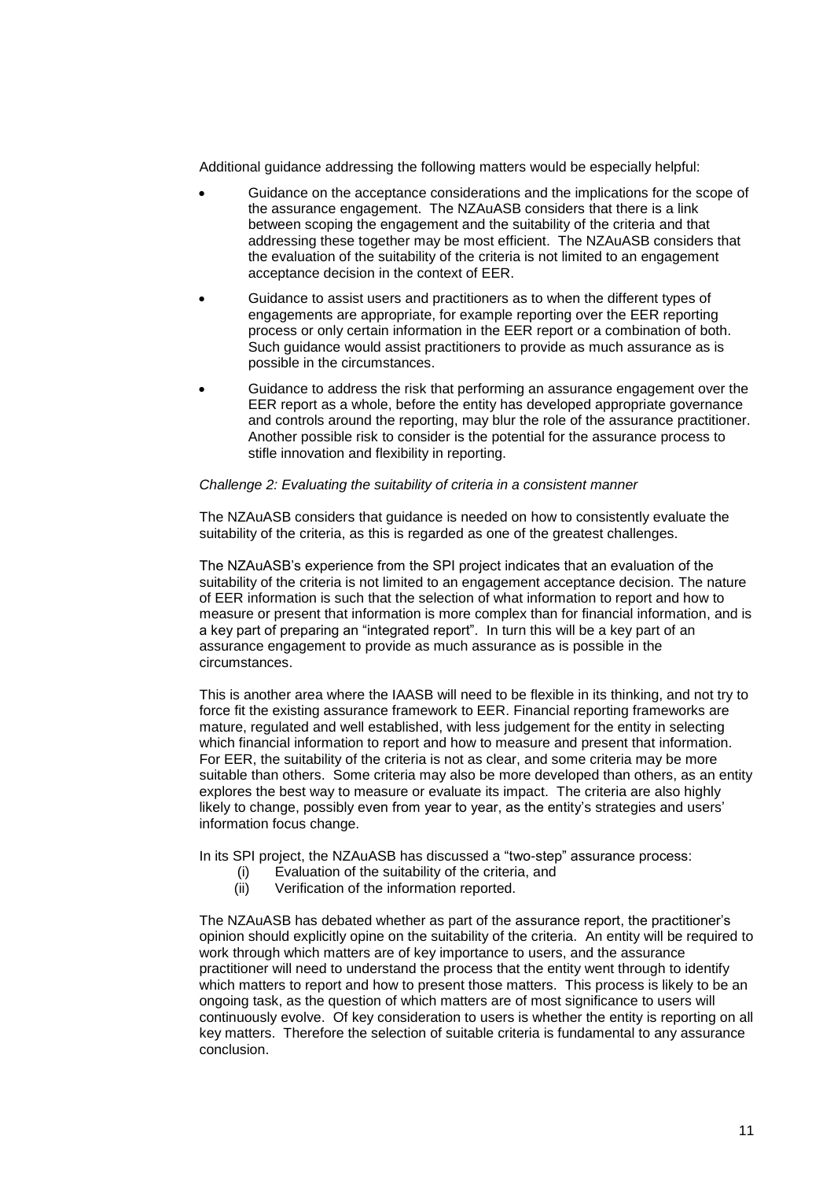Additional guidance addressing the following matters would be especially helpful:

- Guidance on the acceptance considerations and the implications for the scope of the assurance engagement. The NZAuASB considers that there is a link between scoping the engagement and the suitability of the criteria and that addressing these together may be most efficient. The NZAuASB considers that the evaluation of the suitability of the criteria is not limited to an engagement acceptance decision in the context of EER.
- Guidance to assist users and practitioners as to when the different types of engagements are appropriate, for example reporting over the EER reporting process or only certain information in the EER report or a combination of both. Such guidance would assist practitioners to provide as much assurance as is possible in the circumstances.
- Guidance to address the risk that performing an assurance engagement over the EER report as a whole, before the entity has developed appropriate governance and controls around the reporting, may blur the role of the assurance practitioner. Another possible risk to consider is the potential for the assurance process to stifle innovation and flexibility in reporting.

*Challenge 2: Evaluating the suitability of criteria in a consistent manner*

The NZAuASB considers that guidance is needed on how to consistently evaluate the suitability of the criteria, as this is regarded as one of the greatest challenges.

The NZAuASB's experience from the SPI project indicates that an evaluation of the suitability of the criteria is not limited to an engagement acceptance decision. The nature of EER information is such that the selection of what information to report and how to measure or present that information is more complex than for financial information, and is a key part of preparing an "integrated report". In turn this will be a key part of an assurance engagement to provide as much assurance as is possible in the circumstances.

This is another area where the IAASB will need to be flexible in its thinking, and not try to force fit the existing assurance framework to EER. Financial reporting frameworks are mature, regulated and well established, with less judgement for the entity in selecting which financial information to report and how to measure and present that information. For EER, the suitability of the criteria is not as clear, and some criteria may be more suitable than others. Some criteria may also be more developed than others, as an entity explores the best way to measure or evaluate its impact. The criteria are also highly likely to change, possibly even from year to year, as the entity's strategies and users' information focus change.

In its SPI project, the NZAuASB has discussed a "two-step" assurance process:

(i) Evaluation of the suitability of the criteria, and
(ii) Verification of the information reported.

The NZAuASB has debated whether as part of the assurance report, the practitioner's opinion should explicitly opine on the suitability of the criteria. An entity will be required to work through which matters are of key importance to users, and the assurance practitioner will need to understand the process that the entity went through to identify which matters to report and how to present those matters. This process is likely to be an ongoing task, as the question of which matters are of most significance to users will continuously evolve. Of key consideration to users is whether the entity is reporting on all key matters. Therefore the selection of suitable criteria is fundamental to any assurance conclusion.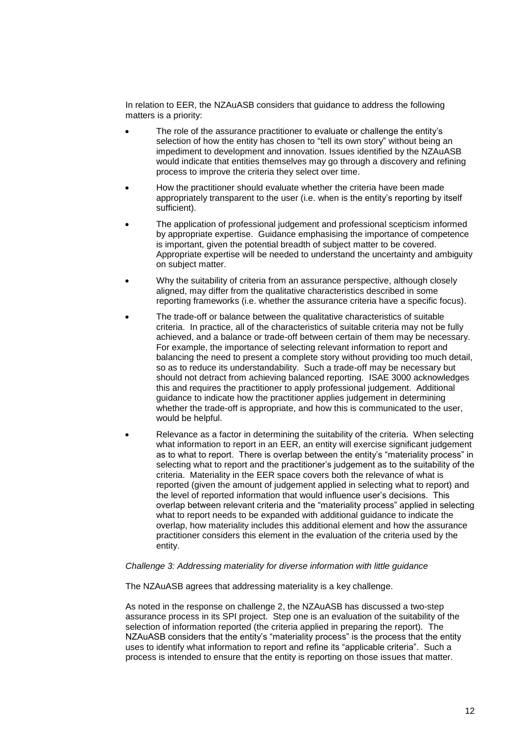In relation to EER, the NZAuASB considers that guidance to address the following matters is a priority:

- The role of the assurance practitioner to evaluate or challenge the entity's selection of how the entity has chosen to "tell its own story" without being an impediment to development and innovation. Issues identified by the NZAuASB would indicate that entities themselves may go through a discovery and refining process to improve the criteria they select over time.
- How the practitioner should evaluate whether the criteria have been made appropriately transparent to the user (i.e. when is the entity's reporting by itself sufficient).
- The application of professional judgement and professional scepticism informed by appropriate expertise. Guidance emphasising the importance of competence is important, given the potential breadth of subject matter to be covered. Appropriate expertise will be needed to understand the uncertainty and ambiguity on subject matter.
- Why the suitability of criteria from an assurance perspective, although closely aligned, may differ from the qualitative characteristics described in some reporting frameworks (i.e. whether the assurance criteria have a specific focus).
- The trade-off or balance between the qualitative characteristics of suitable criteria. In practice, all of the characteristics of suitable criteria may not be fully achieved, and a balance or trade-off between certain of them may be necessary. For example, the importance of selecting relevant information to report and balancing the need to present a complete story without providing too much detail, so as to reduce its understandability. Such a trade-off may be necessary but should not detract from achieving balanced reporting. ISAE 3000 acknowledges this and requires the practitioner to apply professional judgement. Additional guidance to indicate how the practitioner applies judgement in determining whether the trade-off is appropriate, and how this is communicated to the user, would be helpful.
- Relevance as a factor in determining the suitability of the criteria. When selecting what information to report in an EER, an entity will exercise significant judgement as to what to report. There is overlap between the entity's "materiality process" in selecting what to report and the practitioner's judgement as to the suitability of the criteria. Materiality in the EER space covers both the relevance of what is reported (given the amount of judgement applied in selecting what to report) and the level of reported information that would influence user's decisions. This overlap between relevant criteria and the "materiality process" applied in selecting what to report needs to be expanded with additional guidance to indicate the overlap, how materiality includes this additional element and how the assurance practitioner considers this element in the evaluation of the criteria used by the entity.

*Challenge 3: Addressing materiality for diverse information with little guidance*

The NZAuASB agrees that addressing materiality is a key challenge.

As noted in the response on challenge 2, the NZAuASB has discussed a two-step assurance process in its SPI project. Step one is an evaluation of the suitability of the selection of information reported (the criteria applied in preparing the report). The NZAuASB considers that the entity's "materiality process" is the process that the entity uses to identify what information to report and refine its "applicable criteria". Such a process is intended to ensure that the entity is reporting on those issues that matter.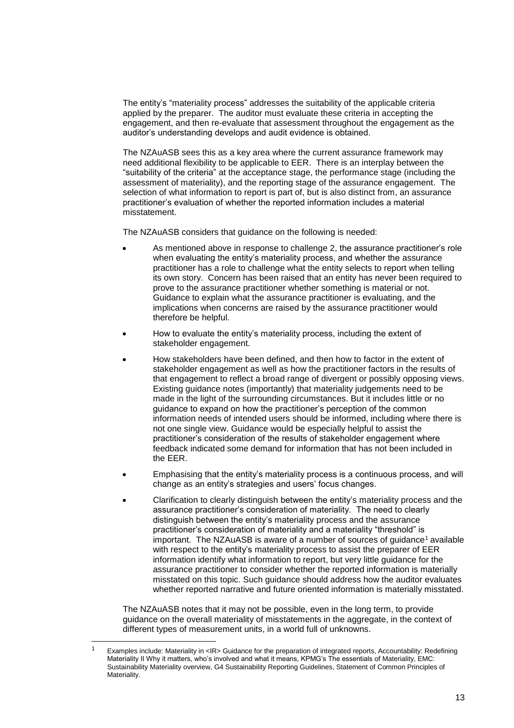The entity's "materiality process" addresses the suitability of the applicable criteria applied by the preparer. The auditor must evaluate these criteria in accepting the engagement, and then re-evaluate that assessment throughout the engagement as the auditor's understanding develops and audit evidence is obtained.

The NZAuASB sees this as a key area where the current assurance framework may need additional flexibility to be applicable to EER. There is an interplay between the "suitability of the criteria" at the acceptance stage, the performance stage (including the assessment of materiality), and the reporting stage of the assurance engagement. The selection of what information to report is part of, but is also distinct from, an assurance practitioner's evaluation of whether the reported information includes a material misstatement.

The NZAuASB considers that guidance on the following is needed:

- As mentioned above in response to challenge 2, the assurance practitioner's role when evaluating the entity's materiality process, and whether the assurance practitioner has a role to challenge what the entity selects to report when telling its own story. Concern has been raised that an entity has never been required to prove to the assurance practitioner whether something is material or not. Guidance to explain what the assurance practitioner is evaluating, and the implications when concerns are raised by the assurance practitioner would therefore be helpful.
- How to evaluate the entity's materiality process, including the extent of stakeholder engagement.
- How stakeholders have been defined, and then how to factor in the extent of stakeholder engagement as well as how the practitioner factors in the results of that engagement to reflect a broad range of divergent or possibly opposing views. Existing guidance notes (importantly) that materiality judgements need to be made in the light of the surrounding circumstances. But it includes little or no guidance to expand on how the practitioner's perception of the common information needs of intended users should be informed, including where there is not one single view. Guidance would be especially helpful to assist the practitioner's consideration of the results of stakeholder engagement where feedback indicated some demand for information that has not been included in the EER.
- Emphasising that the entity's materiality process is a continuous process, and will change as an entity's strategies and users' focus changes.
- Clarification to clearly distinguish between the entity's materiality process and the assurance practitioner's consideration of materiality. The need to clearly distinguish between the entity's materiality process and the assurance practitioner's consideration of materiality and a materiality "threshold" is important. The NZAuASB is aware of a number of sources of guidance[1] available with respect to the entity's materiality process to assist the preparer of EER information identify what information to report, but very little guidance for the assurance practitioner to consider whether the reported information is materially misstated on this topic. Such guidance should address how the auditor evaluates whether reported narrative and future oriented information is materially misstated.

The NZAuASB notes that it may not be possible, even in the long term, to provide guidance on the overall materiality of misstatements in the aggregate, in the context of different types of measurement units, in a world full of unknowns.

[1] Examples include: Materiality in <IR> Guidance for the preparation of integrated reports, Accountability: Redefining Materiality II Why it matters, who's involved and what it means, KPMG's The essentials of Materiality, EMC: Sustainability Materiality overview, G4 Sustainability Reporting Guidelines, Statement of Common Principles of Materiality.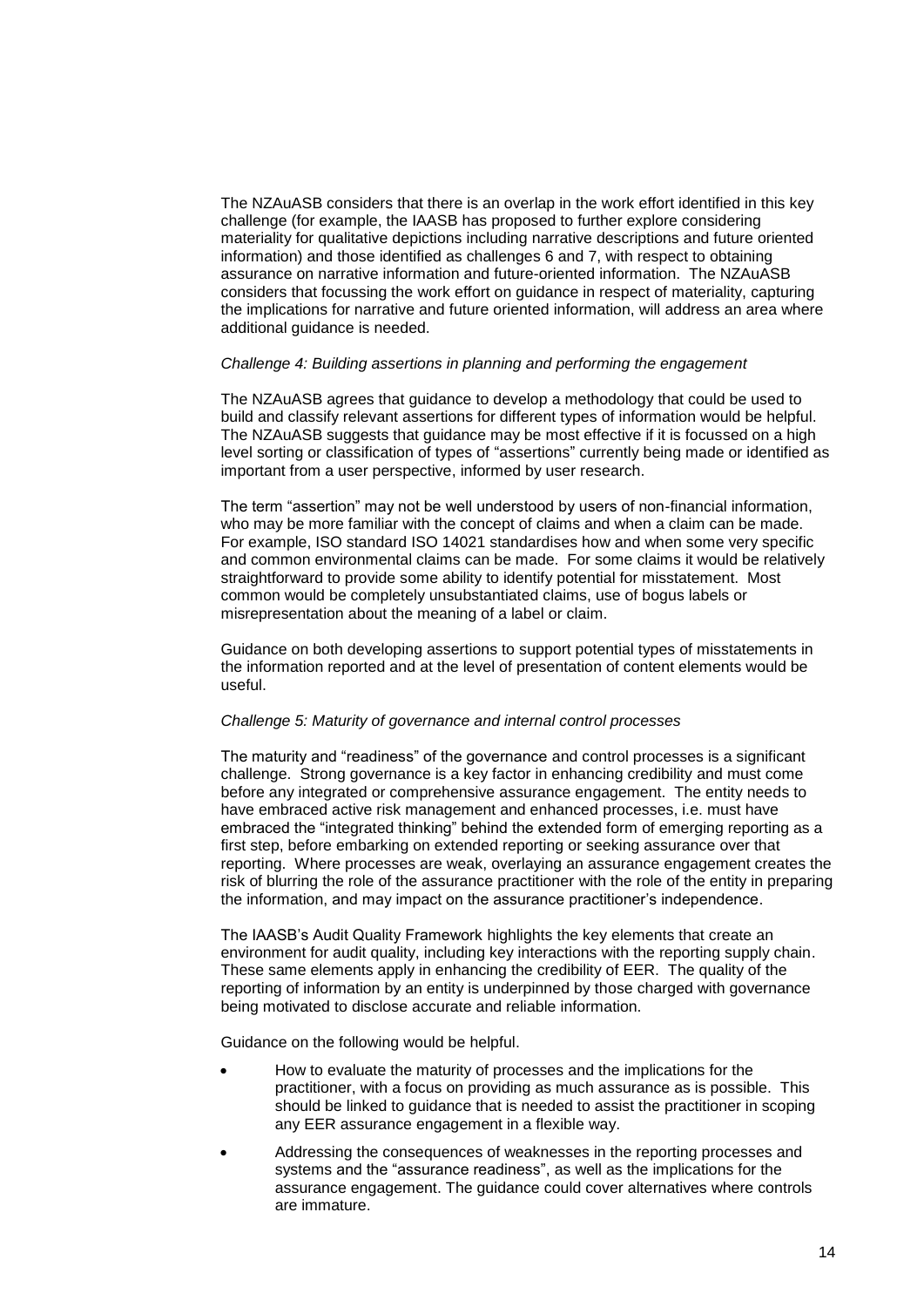The NZAuASB considers that there is an overlap in the work effort identified in this key challenge (for example, the IAASB has proposed to further explore considering materiality for qualitative depictions including narrative descriptions and future oriented information) and those identified as challenges 6 and 7, with respect to obtaining assurance on narrative information and future-oriented information. The NZAuASB considers that focussing the work effort on guidance in respect of materiality, capturing the implications for narrative and future oriented information, will address an area where additional guidance is needed.

*Challenge 4: Building assertions in planning and performing the engagement*

The NZAuASB agrees that guidance to develop a methodology that could be used to build and classify relevant assertions for different types of information would be helpful. The NZAuASB suggests that guidance may be most effective if it is focussed on a high level sorting or classification of types of "assertions" currently being made or identified as important from a user perspective, informed by user research.

The term "assertion" may not be well understood by users of non-financial information, who may be more familiar with the concept of claims and when a claim can be made. For example, ISO standard ISO 14021 standardises how and when some very specific and common environmental claims can be made. For some claims it would be relatively straightforward to provide some ability to identify potential for misstatement. Most common would be completely unsubstantiated claims, use of bogus labels or misrepresentation about the meaning of a label or claim.

Guidance on both developing assertions to support potential types of misstatements in the information reported and at the level of presentation of content elements would be useful.

*Challenge 5: Maturity of governance and internal control processes*

The maturity and "readiness" of the governance and control processes is a significant challenge. Strong governance is a key factor in enhancing credibility and must come before any integrated or comprehensive assurance engagement. The entity needs to have embraced active risk management and enhanced processes, i.e. must have embraced the "integrated thinking" behind the extended form of emerging reporting as a first step, before embarking on extended reporting or seeking assurance over that reporting. Where processes are weak, overlaying an assurance engagement creates the risk of blurring the role of the assurance practitioner with the role of the entity in preparing the information, and may impact on the assurance practitioner's independence.

The IAASB's Audit Quality Framework highlights the key elements that create an environment for audit quality, including key interactions with the reporting supply chain. These same elements apply in enhancing the credibility of EER. The quality of the reporting of information by an entity is underpinned by those charged with governance being motivated to disclose accurate and reliable information.

Guidance on the following would be helpful.

- How to evaluate the maturity of processes and the implications for the practitioner, with a focus on providing as much assurance as is possible. This should be linked to guidance that is needed to assist the practitioner in scoping any EER assurance engagement in a flexible way.
- Addressing the consequences of weaknesses in the reporting processes and systems and the "assurance readiness", as well as the implications for the assurance engagement. The guidance could cover alternatives where controls are immature.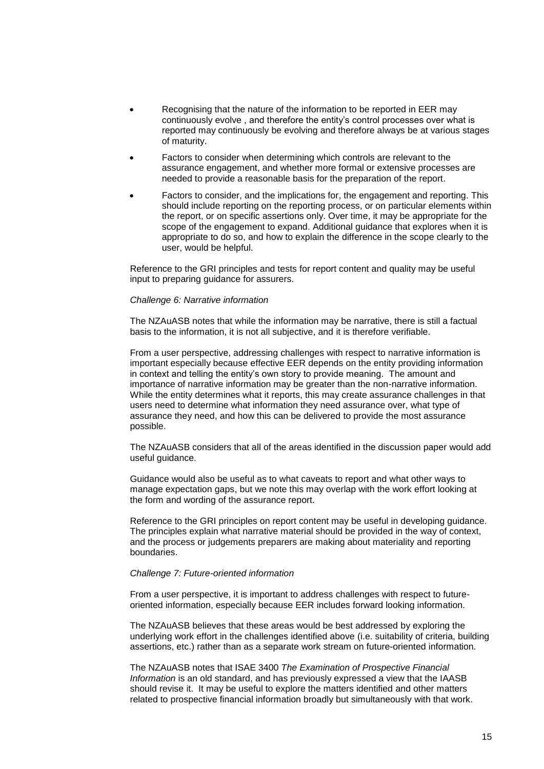- Recognising that the nature of the information to be reported in EER may continuously evolve , and therefore the entity's control processes over what is reported may continuously be evolving and therefore always be at various stages of maturity.
- Factors to consider when determining which controls are relevant to the assurance engagement, and whether more formal or extensive processes are needed to provide a reasonable basis for the preparation of the report.
- Factors to consider, and the implications for, the engagement and reporting. This should include reporting on the reporting process, or on particular elements within the report, or on specific assertions only. Over time, it may be appropriate for the scope of the engagement to expand. Additional guidance that explores when it is appropriate to do so, and how to explain the difference in the scope clearly to the user, would be helpful.

Reference to the GRI principles and tests for report content and quality may be useful input to preparing guidance for assurers.

*Challenge 6: Narrative information*

The NZAuASB notes that while the information may be narrative, there is still a factual basis to the information, it is not all subjective, and it is therefore verifiable.

From a user perspective, addressing challenges with respect to narrative information is important especially because effective EER depends on the entity providing information in context and telling the entity's own story to provide meaning. The amount and importance of narrative information may be greater than the non-narrative information. While the entity determines what it reports, this may create assurance challenges in that users need to determine what information they need assurance over, what type of assurance they need, and how this can be delivered to provide the most assurance possible.

The NZAuASB considers that all of the areas identified in the discussion paper would add useful guidance.

Guidance would also be useful as to what caveats to report and what other ways to manage expectation gaps, but we note this may overlap with the work effort looking at the form and wording of the assurance report.

Reference to the GRI principles on report content may be useful in developing guidance. The principles explain what narrative material should be provided in the way of context, and the process or judgements preparers are making about materiality and reporting boundaries.

*Challenge 7: Future-oriented information*

From a user perspective, it is important to address challenges with respect to future-oriented information, especially because EER includes forward looking information.

The NZAuASB believes that these areas would be best addressed by exploring the underlying work effort in the challenges identified above (i.e. suitability of criteria, building assertions, etc.) rather than as a separate work stream on future-oriented information.

The NZAuASB notes that ISAE 3400 *The Examination of Prospective Financial Information* is an old standard, and has previously expressed a view that the IAASB should revise it. It may be useful to explore the matters identified and other matters related to prospective financial information broadly but simultaneously with that work.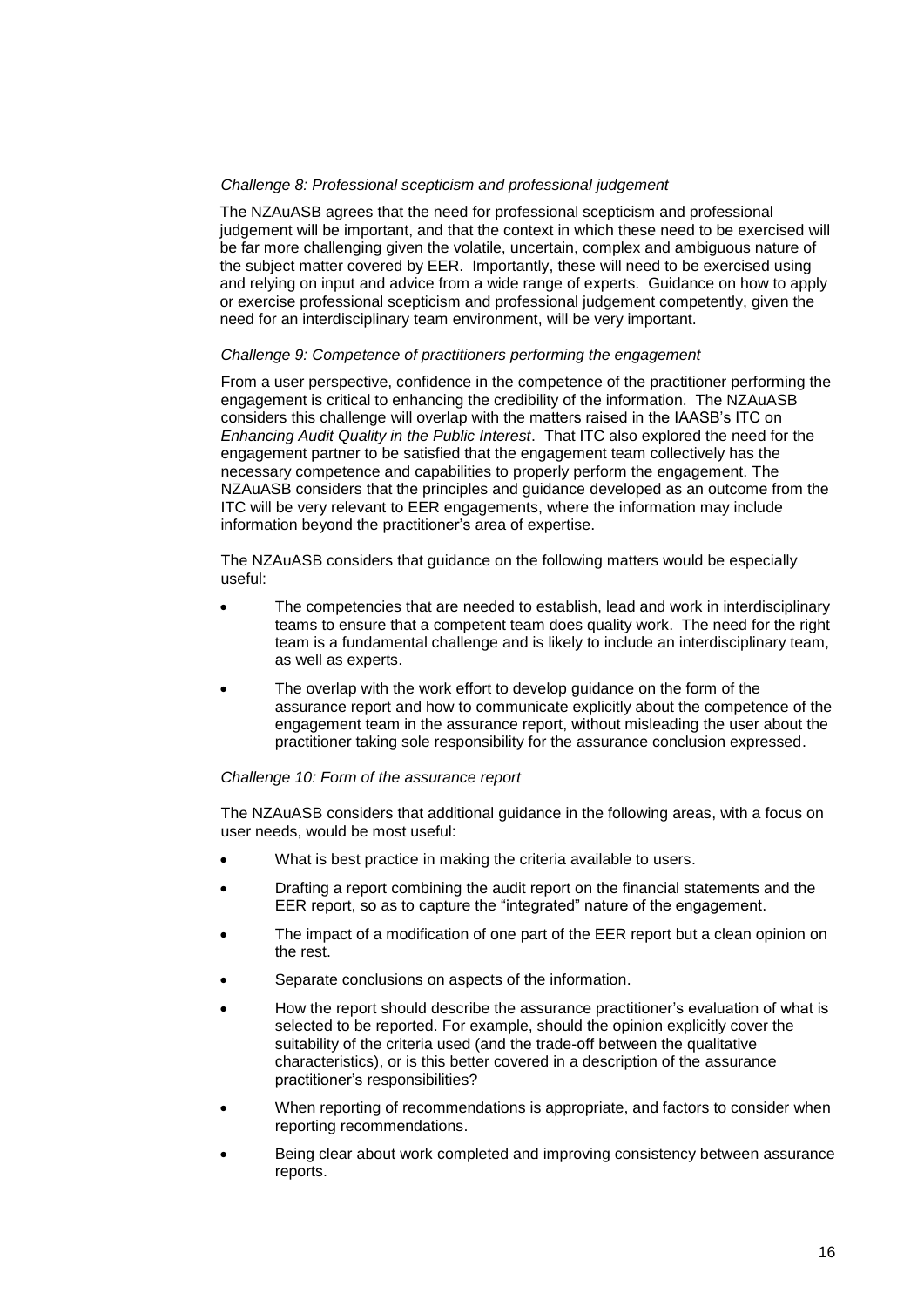*Challenge 8: Professional scepticism and professional judgement*

The NZAuASB agrees that the need for professional scepticism and professional judgement will be important, and that the context in which these need to be exercised will be far more challenging given the volatile, uncertain, complex and ambiguous nature of the subject matter covered by EER. Importantly, these will need to be exercised using and relying on input and advice from a wide range of experts. Guidance on how to apply or exercise professional scepticism and professional judgement competently, given the need for an interdisciplinary team environment, will be very important.

*Challenge 9: Competence of practitioners performing the engagement*

From a user perspective, confidence in the competence of the practitioner performing the engagement is critical to enhancing the credibility of the information. The NZAuASB considers this challenge will overlap with the matters raised in the IAASB's ITC on *Enhancing Audit Quality in the Public Interest*. That ITC also explored the need for the engagement partner to be satisfied that the engagement team collectively has the necessary competence and capabilities to properly perform the engagement. The NZAuASB considers that the principles and guidance developed as an outcome from the ITC will be very relevant to EER engagements, where the information may include information beyond the practitioner's area of expertise.

The NZAuASB considers that guidance on the following matters would be especially useful:

- The competencies that are needed to establish, lead and work in interdisciplinary teams to ensure that a competent team does quality work. The need for the right team is a fundamental challenge and is likely to include an interdisciplinary team, as well as experts.
- The overlap with the work effort to develop guidance on the form of the assurance report and how to communicate explicitly about the competence of the engagement team in the assurance report, without misleading the user about the practitioner taking sole responsibility for the assurance conclusion expressed.

*Challenge 10: Form of the assurance report*

The NZAuASB considers that additional guidance in the following areas, with a focus on user needs, would be most useful:

- What is best practice in making the criteria available to users.
- Drafting a report combining the audit report on the financial statements and the EER report, so as to capture the "integrated" nature of the engagement.
- The impact of a modification of one part of the EER report but a clean opinion on the rest.
- Separate conclusions on aspects of the information.
- How the report should describe the assurance practitioner's evaluation of what is selected to be reported. For example, should the opinion explicitly cover the suitability of the criteria used (and the trade-off between the qualitative characteristics), or is this better covered in a description of the assurance practitioner's responsibilities?
- When reporting of recommendations is appropriate, and factors to consider when reporting recommendations.
- Being clear about work completed and improving consistency between assurance reports.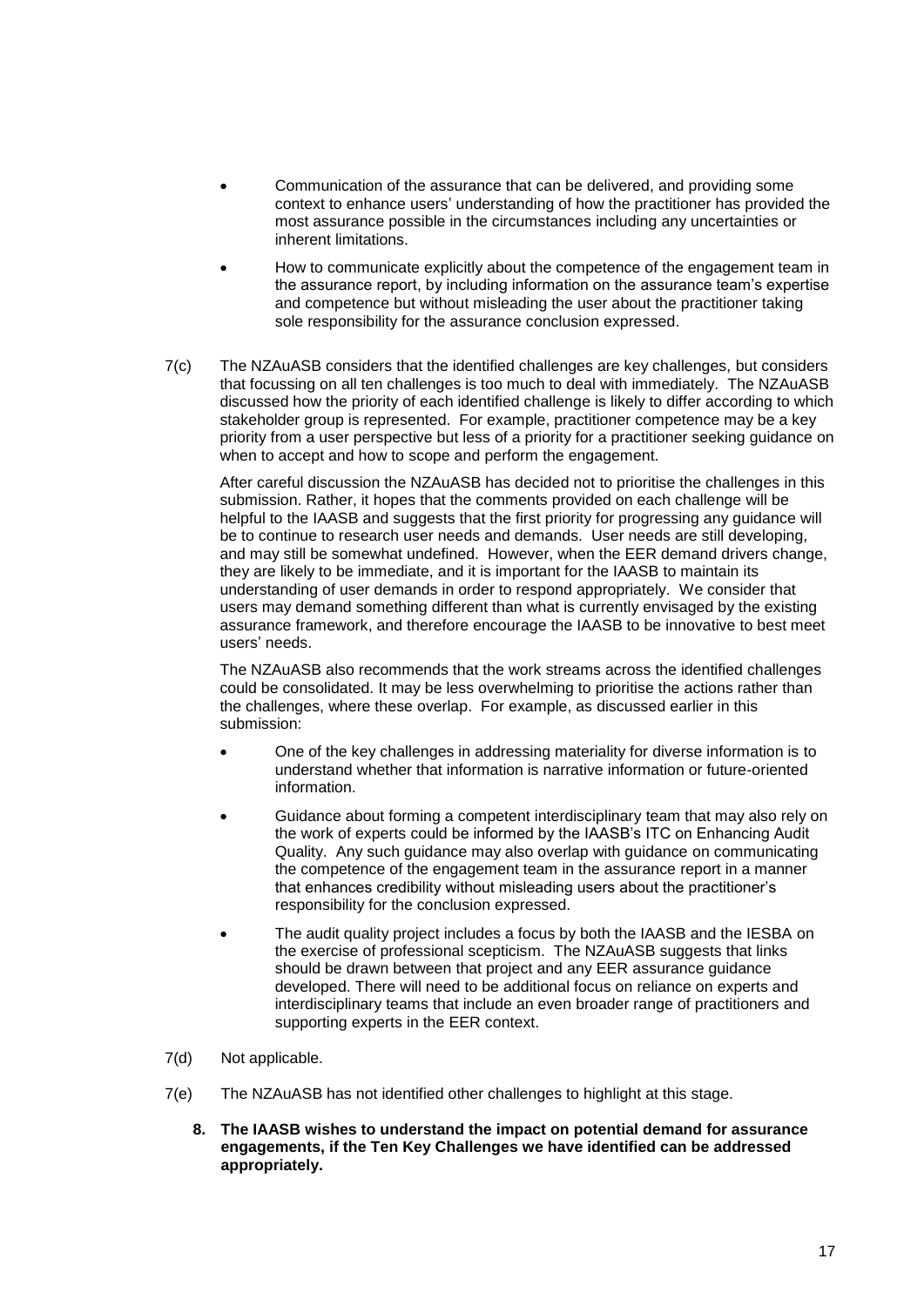- Communication of the assurance that can be delivered, and providing some context to enhance users' understanding of how the practitioner has provided the most assurance possible in the circumstances including any uncertainties or inherent limitations.
- How to communicate explicitly about the competence of the engagement team in the assurance report, by including information on the assurance team's expertise and competence but without misleading the user about the practitioner taking sole responsibility for the assurance conclusion expressed.

7(c) The NZAuASB considers that the identified challenges are key challenges, but considers that focussing on all ten challenges is too much to deal with immediately. The NZAuASB discussed how the priority of each identified challenge is likely to differ according to which stakeholder group is represented. For example, practitioner competence may be a key priority from a user perspective but less of a priority for a practitioner seeking guidance on when to accept and how to scope and perform the engagement.

After careful discussion the NZAuASB has decided not to prioritise the challenges in this submission. Rather, it hopes that the comments provided on each challenge will be helpful to the IAASB and suggests that the first priority for progressing any guidance will be to continue to research user needs and demands. User needs are still developing, and may still be somewhat undefined. However, when the EER demand drivers change, they are likely to be immediate, and it is important for the IAASB to maintain its understanding of user demands in order to respond appropriately. We consider that users may demand something different than what is currently envisaged by the existing assurance framework, and therefore encourage the IAASB to be innovative to best meet users' needs.

The NZAuASB also recommends that the work streams across the identified challenges could be consolidated. It may be less overwhelming to prioritise the actions rather than the challenges, where these overlap. For example, as discussed earlier in this submission:

- One of the key challenges in addressing materiality for diverse information is to understand whether that information is narrative information or future-oriented information.
- Guidance about forming a competent interdisciplinary team that may also rely on the work of experts could be informed by the IAASB's ITC on Enhancing Audit Quality. Any such guidance may also overlap with guidance on communicating the competence of the engagement team in the assurance report in a manner that enhances credibility without misleading users about the practitioner's responsibility for the conclusion expressed.
- The audit quality project includes a focus by both the IAASB and the IESBA on the exercise of professional scepticism. The NZAuASB suggests that links should be drawn between that project and any EER assurance guidance developed. There will need to be additional focus on reliance on experts and interdisciplinary teams that include an even broader range of practitioners and supporting experts in the EER context.

7(d) Not applicable.

7(e) The NZAuASB has not identified other challenges to highlight at this stage.

**8. The IAASB wishes to understand the impact on potential demand for assurance engagements, if the Ten Key Challenges we have identified can be addressed appropriately.**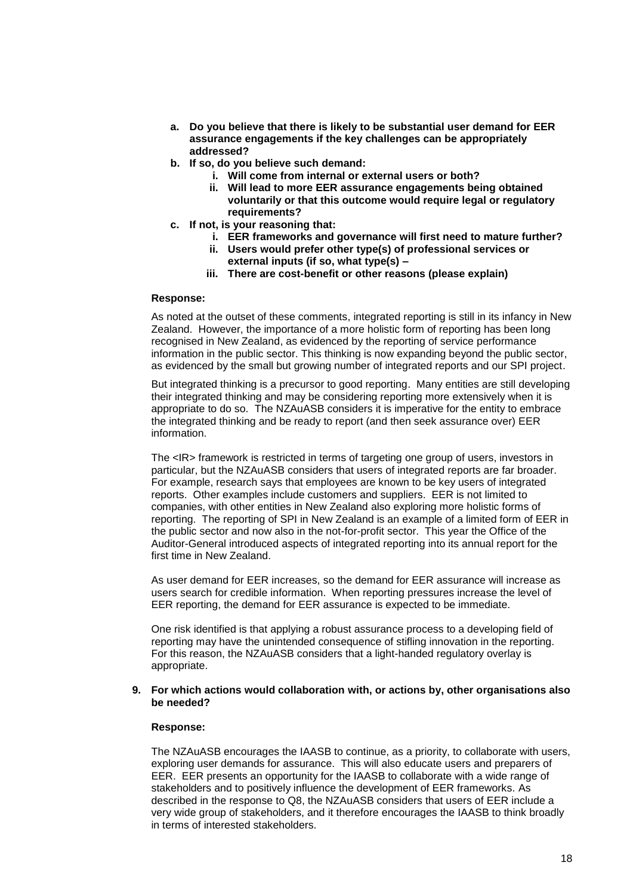- **a. Do you believe that there is likely to be substantial user demand for EER assurance engagements if the key challenges can be appropriately addressed?**
- **b. If so, do you believe such demand:**
    - **i. Will come from internal or external users or both?**
    - **ii. Will lead to more EER assurance engagements being obtained voluntarily or that this outcome would require legal or regulatory requirements?**
- **c. If not, is your reasoning that:**
    - **i. EER frameworks and governance will first need to mature further?**
    - **ii. Users would prefer other type(s) of professional services or external inputs (if so, what type(s) –**
    - **iii. There are cost-benefit or other reasons (please explain)**

**Response:**

As noted at the outset of these comments, integrated reporting is still in its infancy in New Zealand. However, the importance of a more holistic form of reporting has been long recognised in New Zealand, as evidenced by the reporting of service performance information in the public sector. This thinking is now expanding beyond the public sector, as evidenced by the small but growing number of integrated reports and our SPI project.

But integrated thinking is a precursor to good reporting. Many entities are still developing their integrated thinking and may be considering reporting more extensively when it is appropriate to do so. The NZAuASB considers it is imperative for the entity to embrace the integrated thinking and be ready to report (and then seek assurance over) EER information.

The <IR> framework is restricted in terms of targeting one group of users, investors in particular, but the NZAuASB considers that users of integrated reports are far broader. For example, research says that employees are known to be key users of integrated reports. Other examples include customers and suppliers. EER is not limited to companies, with other entities in New Zealand also exploring more holistic forms of reporting. The reporting of SPI in New Zealand is an example of a limited form of EER in the public sector and now also in the not-for-profit sector. This year the Office of the Auditor-General introduced aspects of integrated reporting into its annual report for the first time in New Zealand.

As user demand for EER increases, so the demand for EER assurance will increase as users search for credible information. When reporting pressures increase the level of EER reporting, the demand for EER assurance is expected to be immediate.

One risk identified is that applying a robust assurance process to a developing field of reporting may have the unintended consequence of stifling innovation in the reporting. For this reason, the NZAuASB considers that a light-handed regulatory overlay is appropriate.

**9. For which actions would collaboration with, or actions by, other organisations also be needed?**

**Response:**

The NZAuASB encourages the IAASB to continue, as a priority, to collaborate with users, exploring user demands for assurance. This will also educate users and preparers of EER. EER presents an opportunity for the IAASB to collaborate with a wide range of stakeholders and to positively influence the development of EER frameworks. As described in the response to Q8, the NZAuASB considers that users of EER include a very wide group of stakeholders, and it therefore encourages the IAASB to think broadly in terms of interested stakeholders.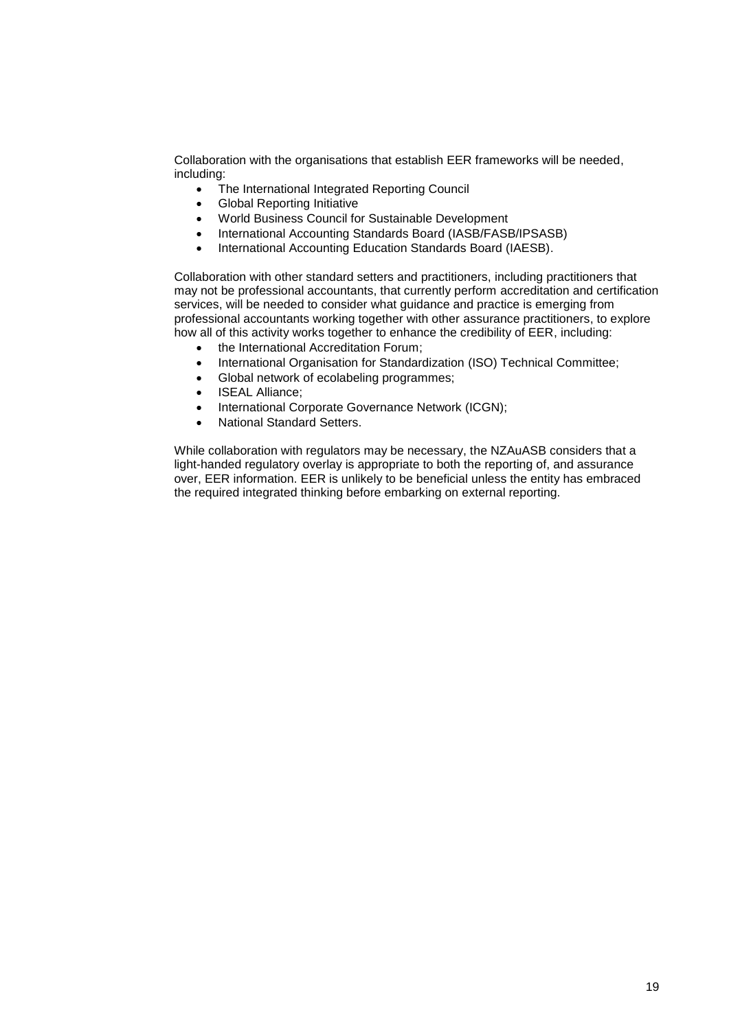Collaboration with the organisations that establish EER frameworks will be needed, including:

- The International Integrated Reporting Council
- Global Reporting Initiative
- World Business Council for Sustainable Development
- International Accounting Standards Board (IASB/FASB/IPSASB)
- International Accounting Education Standards Board (IAESB).

Collaboration with other standard setters and practitioners, including practitioners that may not be professional accountants, that currently perform accreditation and certification services, will be needed to consider what guidance and practice is emerging from professional accountants working together with other assurance practitioners, to explore how all of this activity works together to enhance the credibility of EER, including:

- the International Accreditation Forum;
- International Organisation for Standardization (ISO) Technical Committee;
- Global network of ecolabeling programmes;
- ISEAL Alliance;
- International Corporate Governance Network (ICGN);
- National Standard Setters.

While collaboration with regulators may be necessary, the NZAuASB considers that a light-handed regulatory overlay is appropriate to both the reporting of, and assurance over, EER information. EER is unlikely to be beneficial unless the entity has embraced the required integrated thinking before embarking on external reporting.